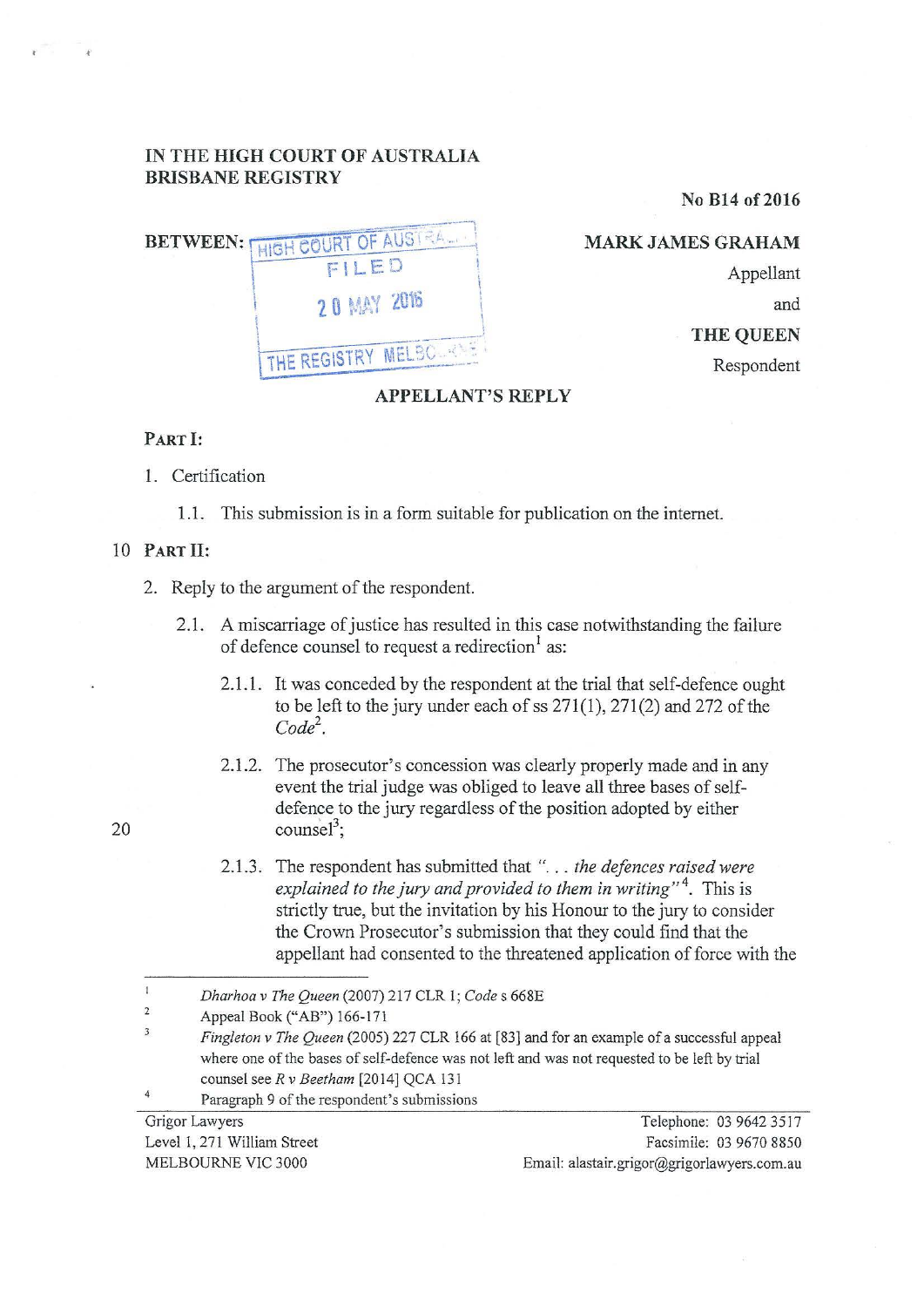IN THE HIGH COURT OF AUSTRALIA
BRISBANE REGISTRY

No B14 of 2016

BETWEEN:

HIGH COURT OF AUSTRALIA
FILED
20 MAY 2016
THE REGISTRY MELBOURNE

**MARK JAMES GRAHAM**
Appellant

and

**THE QUEEN**
Respondent

**APPELLANT'S REPLY**

**PART I:**

1. Certification

   1.1. This submission is in a form suitable for publication on the internet.

**PART II:**

2. Reply to the argument of the respondent.

   2.1. A miscarriage of justice has resulted in this case notwithstanding the failure of defence counsel to request a redirection[1] as:

      2.1.1. It was conceded by the respondent at the trial that self-defence ought to be left to the jury under each of ss 271(1), 271(2) and 272 of the *Code*[2].

      2.1.2. The prosecutor's concession was clearly properly made and in any event the trial judge was obliged to leave all three bases of self-defence to the jury regardless of the position adopted by either counsel[3];

      2.1.3. The respondent has submitted that *"... the defences raised were explained to the jury and provided to them in writing"*[4]. This is strictly true, but the invitation by his Honour to the jury to consider the Crown Prosecutor's submission that they could find that the appellant had consented to the threatened application of force with the

---

[1] *Dharhoa v The Queen* (2007) 217 CLR 1; *Code* s 668E

[2] Appeal Book ("AB") 166-171

[3] *Fingleton v The Queen* (2005) 227 CLR 166 at [83] and for an example of a successful appeal where one of the bases of self-defence was not left and was not requested to be left by trial counsel see *R v Beetham* [2014] QCA 131

[4] Paragraph 9 of the respondent's submissions

Grigor Lawyers
Level 1, 271 William Street
MELBOURNE VIC 3000

Telephone: 03 9642 3517
Facsimile: 03 9670 8850
Email: alastair.grigor@grigorlawyers.com.au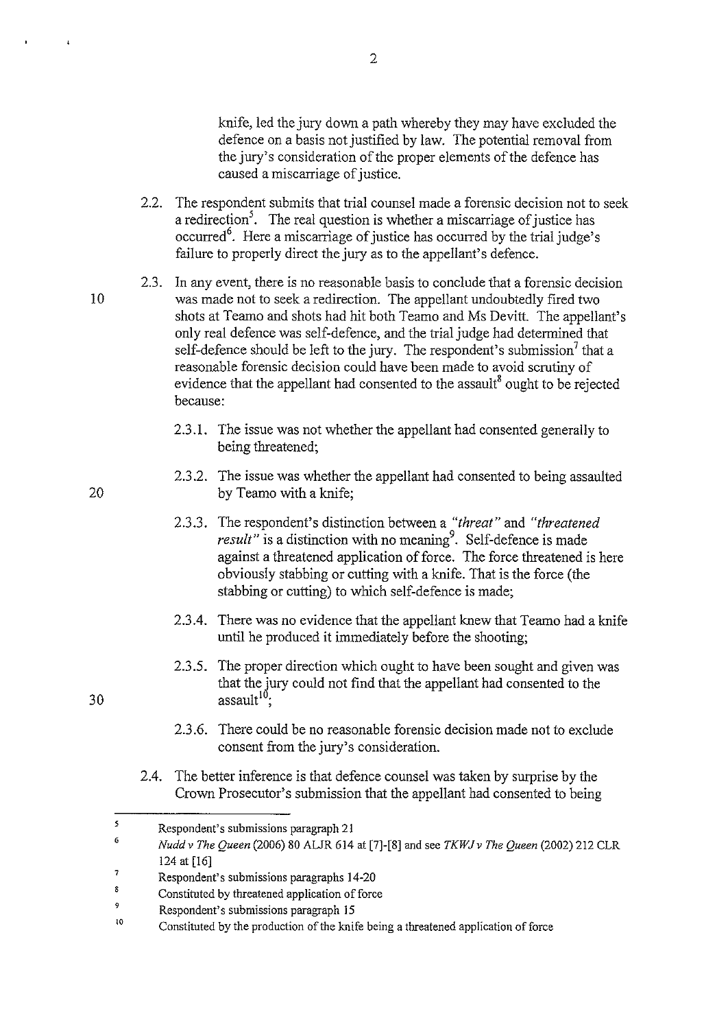knife, led the jury down a path whereby they may have excluded the defence on a basis not justified by law. The potential removal from the jury's consideration of the proper elements of the defence has caused a miscarriage of justice.

2.2. The respondent submits that trial counsel made a forensic decision not to seek a redirection[5]. The real question is whether a miscarriage of justice has occurred[6]. Here a miscarriage of justice has occurred by the trial judge's failure to properly direct the jury as to the appellant's defence.

2.3. In any event, there is no reasonable basis to conclude that a forensic decision was made not to seek a redirection. The appellant undoubtedly fired two shots at Teamo and shots had hit both Teamo and Ms Devitt. The appellant's only real defence was self-defence, and the trial judge had determined that self-defence should be left to the jury. The respondent's submission[7] that a reasonable forensic decision could have been made to avoid scrutiny of evidence that the appellant had consented to the assault[8] ought to be rejected because:

2.3.1. The issue was not whether the appellant had consented generally to being threatened;

2.3.2. The issue was whether the appellant had consented to being assaulted by Teamo with a knife;

2.3.3. The respondent's distinction between a *"threat"* and *"threatened result"* is a distinction with no meaning[9]. Self-defence is made against a threatened application of force. The force threatened is here obviously stabbing or cutting with a knife. That is the force (the stabbing or cutting) to which self-defence is made;

2.3.4. There was no evidence that the appellant knew that Teamo had a knife until he produced it immediately before the shooting;

2.3.5. The proper direction which ought to have been sought and given was that the jury could not find that the appellant had consented to the assault[10];

2.3.6. There could be no reasonable forensic decision made not to exclude consent from the jury's consideration.

2.4. The better inference is that defence counsel was taken by surprise by the Crown Prosecutor's submission that the appellant had consented to being

---

[5] Respondent's submissions paragraph 21

[6] *Nudd v The Queen* (2006) 80 ALJR 614 at [7]-[8] and see *TKWJ v The Queen* (2002) 212 CLR 124 at [16]

[7] Respondent's submissions paragraphs 14-20

[8] Constituted by threatened application of force

[9] Respondent's submissions paragraph 15

[10] Constituted by the production of the knife being a threatened application of force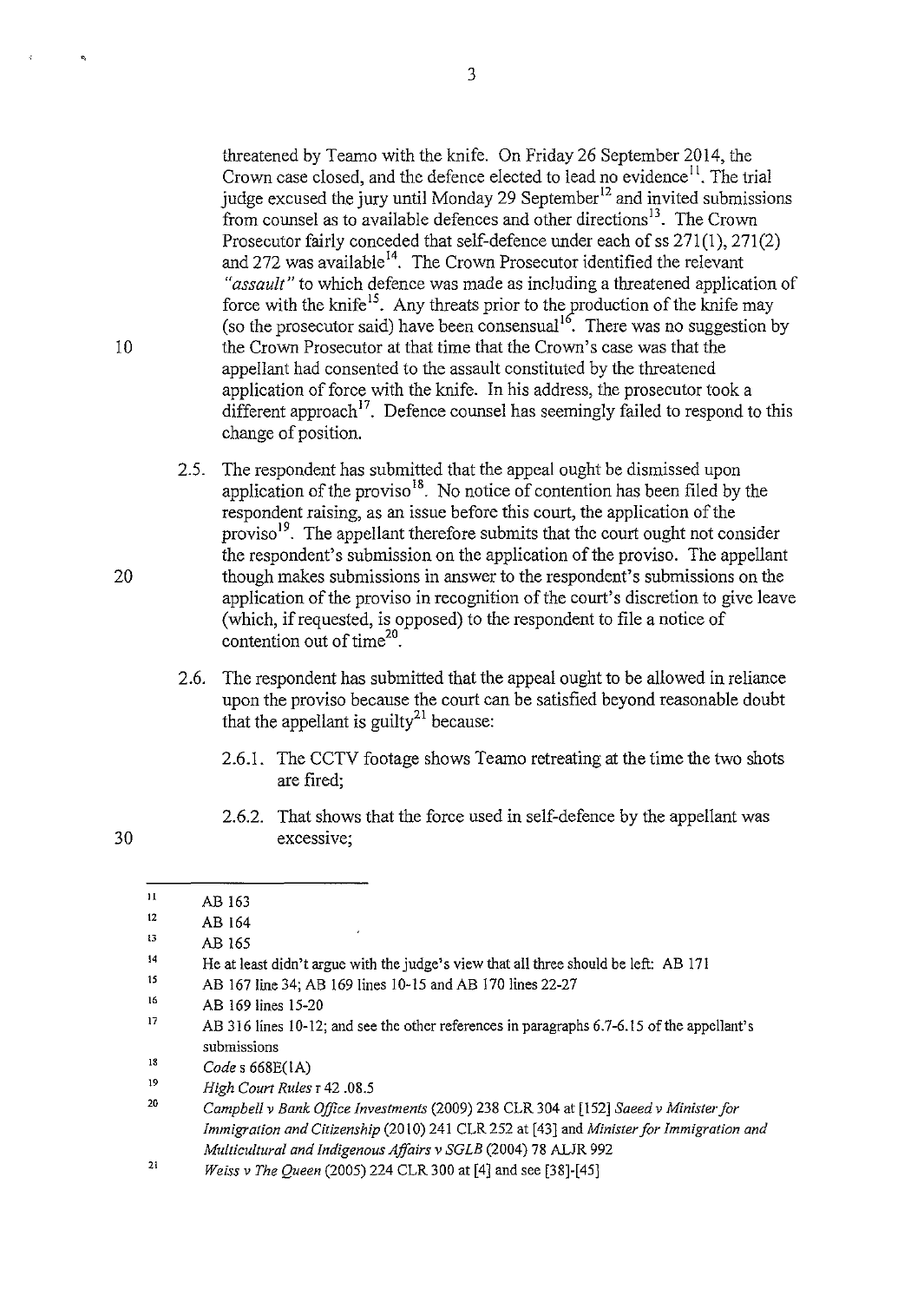threatened by Teamo with the knife. On Friday 26 September 2014, the Crown case closed, and the defence elected to lead no evidence[11]. The trial judge excused the jury until Monday 29 September[12] and invited submissions from counsel as to available defences and other directions[13]. The Crown Prosecutor fairly conceded that self-defence under each of ss 271(1), 271(2) and 272 was available[14]. The Crown Prosecutor identified the relevant *"assault"* to which defence was made as including a threatened application of force with the knife[15]. Any threats prior to the production of the knife may (so the prosecutor said) have been consensual[16]. There was no suggestion by the Crown Prosecutor at that time that the Crown's case was that the appellant had consented to the assault constituted by the threatened application of force with the knife. In his address, the prosecutor took a different approach[17]. Defence counsel has seemingly failed to respond to this change of position.

2.5. The respondent has submitted that the appeal ought be dismissed upon application of the proviso[18]. No notice of contention has been filed by the respondent raising, as an issue before this court, the application of the proviso[19]. The appellant therefore submits that the court ought not consider the respondent's submission on the application of the proviso. The appellant though makes submissions in answer to the respondent's submissions on the application of the proviso in recognition of the court's discretion to give leave (which, if requested, is opposed) to the respondent to file a notice of contention out of time[20].

2.6. The respondent has submitted that the appeal ought to be allowed in reliance upon the proviso because the court can be satisfied beyond reasonable doubt that the appellant is guilty[21] because:

2.6.1. The CCTV footage shows Teamo retreating at the time the two shots are fired;

2.6.2. That shows that the force used in self-defence by the appellant was excessive;

---

[11] AB 163

[12] AB 164

[13] AB 165

[14] He at least didn't argue with the judge's view that all three should be left: AB 171

[15] AB 167 line 34; AB 169 lines 10-15 and AB 170 lines 22-27

[16] AB 169 lines 15-20

[17] AB 316 lines 10-12; and see the other references in paragraphs 6.7-6.15 of the appellant's submissions

[18] *Code* s 668E(1A)

[19] *High Court Rules* r 42 .08.5

[20] *Campbell v Bank Office Investments* (2009) 238 CLR 304 at [152] *Saeed v Minister for Immigration and Citizenship* (2010) 241 CLR 252 at [43] and *Minister for Immigration and Multicultural and Indigenous Affairs v SGLB* (2004) 78 ALJR 992

[21] *Weiss v The Queen* (2005) 224 CLR 300 at [4] and see [38]-[45]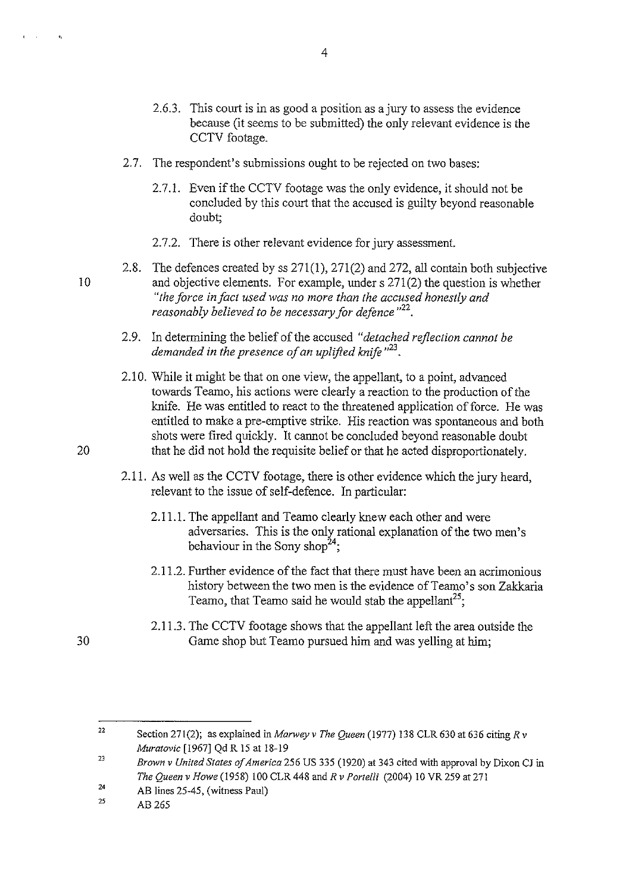2.6.3. This court is in as good a position as a jury to assess the evidence because (it seems to be submitted) the only relevant evidence is the CCTV footage.

2.7. The respondent's submissions ought to be rejected on two bases:

2.7.1. Even if the CCTV footage was the only evidence, it should not be concluded by this court that the accused is guilty beyond reasonable doubt;

2.7.2. There is other relevant evidence for jury assessment.

2.8. The defences created by ss 271(1), 271(2) and 272, all contain both subjective and objective elements. For example, under s 271(2) the question is whether *"the force in fact used was no more than the accused honestly and reasonably believed to be necessary for defence"*[22].

2.9. In determining the belief of the accused *"detached reflection cannot be demanded in the presence of an uplifted knife"*[23].

2.10. While it might be that on one view, the appellant, to a point, advanced towards Teamo, his actions were clearly a reaction to the production of the knife. He was entitled to react to the threatened application of force. He was entitled to make a pre-emptive strike. His reaction was spontaneous and both shots were fired quickly. It cannot be concluded beyond reasonable doubt that he did not hold the requisite belief or that he acted disproportionately.

2.11. As well as the CCTV footage, there is other evidence which the jury heard, relevant to the issue of self-defence. In particular:

2.11.1. The appellant and Teamo clearly knew each other and were adversaries. This is the only rational explanation of the two men's behaviour in the Sony shop[24];

2.11.2. Further evidence of the fact that there must have been an acrimonious history between the two men is the evidence of Teamo's son Zakkaria Teamo, that Teamo said he would stab the appellant[25];

2.11.3. The CCTV footage shows that the appellant left the area outside the Game shop but Teamo pursued him and was yelling at him;

---

[22] Section 271(2); as explained in *Marwey v The Queen* (1977) 138 CLR 630 at 636 citing *R v Muratovic* [1967] Qd R 15 at 18-19

[23] *Brown v United States of America* 256 US 335 (1920) at 343 cited with approval by Dixon CJ in *The Queen v Howe* (1958) 100 CLR 448 and *R v Portelli* (2004) 10 VR 259 at 271

[24] AB lines 25-45, (witness Paul)

[25] AB 265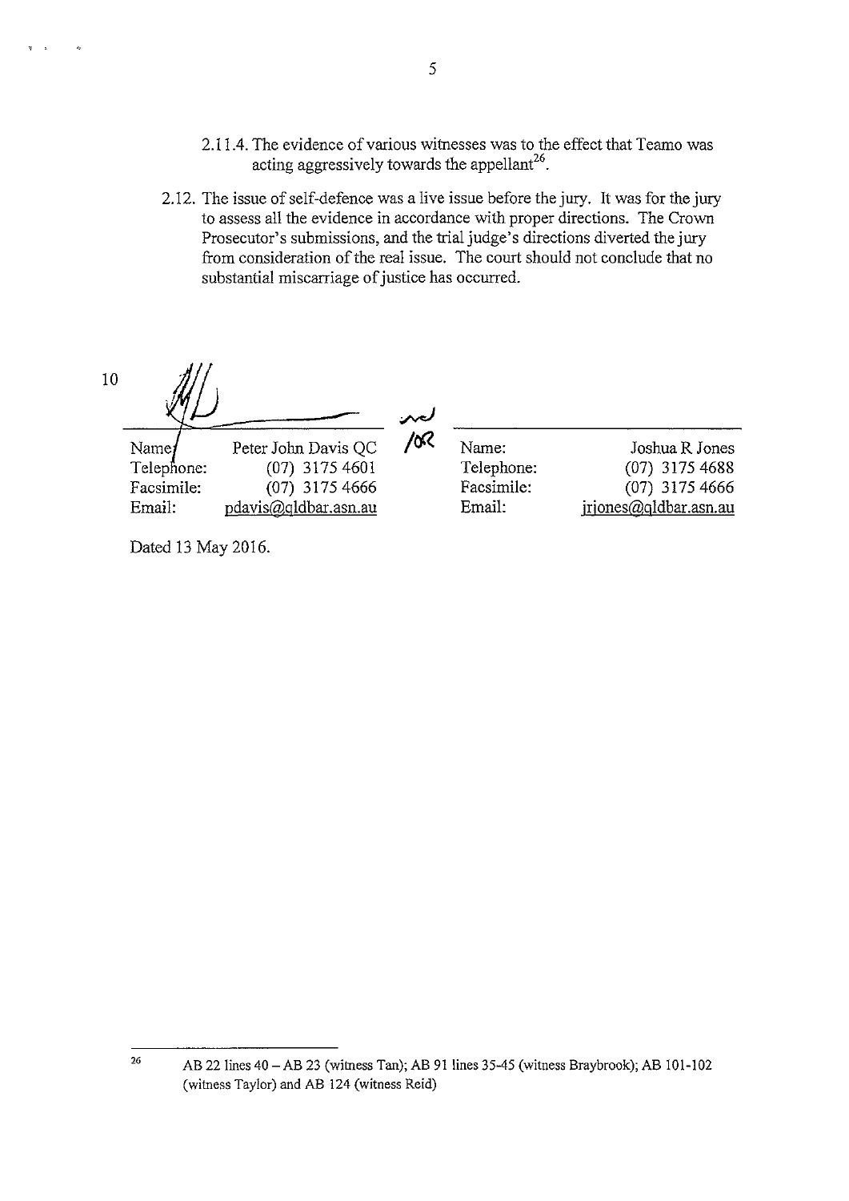2.11.4. The evidence of various witnesses was to the effect that Teamo was acting aggressively towards the appellant[26].

2.12. The issue of self-defence was a live issue before the jury. It was for the jury to assess all the evidence in accordance with proper directions. The Crown Prosecutor's submissions, and the trial judge's directions diverted the jury from consideration of the real issue. The court should not conclude that no substantial miscarriage of justice has occurred.

| | | | |
|---|---|---|---|
| Name: | Peter John Davis QC | Name: | Joshua R Jones |
| Telephone: | (07) 3175 4601 | Telephone: | (07) 3175 4688 |
| Facsimile: | (07) 3175 4666 | Facsimile: | (07) 3175 4666 |
| Email: | pdavis@qldbar.asn.au | Email: | jrjones@qldbar.asn.au |

Dated 13 May 2016.

---

[26] AB 22 lines 40 – AB 23 (witness Tan); AB 91 lines 35-45 (witness Braybrook); AB 101-102 (witness Taylor) and AB 124 (witness Reid)